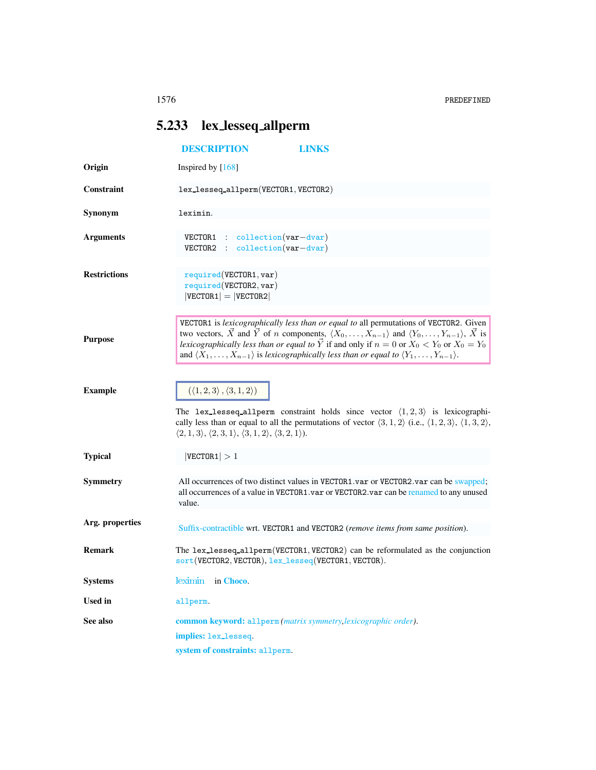## 5.233 lex_lesseq_allperm

DESCRIPTION LINKS

**Origin**

Inspired by [168]

**Constraint**

lex_lesseq_allperm(VECTOR1, VECTOR2)

**Synonym**

leximin.

**Arguments**

```
VECTOR1 : collection(var−dvar)
VECTOR2 : collection(var−dvar)
```

**Restrictions**

```
required(VECTOR1, var)
required(VECTOR2, var)
|VECTOR1| = |VECTOR2|
```

**Purpose**

VECTOR1 is *lexicographically less than or equal to* all permutations of VECTOR2. Given two vectors, $\vec{X}$ and $\vec{Y}$ of $n$ components, $\langle X_0, \ldots, X_{n-1} \rangle$ and $\langle Y_0, \ldots, Y_{n-1} \rangle$, $\vec{X}$ is *lexicographically less than or equal to* $\vec{Y}$ if and only if $n = 0$ or $X_0 < Y_0$ or $X_0 = Y_0$ and $\langle X_1, \ldots, X_{n-1} \rangle$ is *lexicographically less than or equal to* $\langle Y_1, \ldots, Y_{n-1} \rangle$.

**Example**

$(\langle 1, 2, 3 \rangle, \langle 3, 1, 2 \rangle)$

The lex_lesseq_allperm constraint holds since vector $\langle 1, 2, 3 \rangle$ is lexicographically less than or equal to all the permutations of vector $\langle 3, 1, 2 \rangle$ (i.e., $\langle 1, 2, 3 \rangle$, $\langle 1, 3, 2 \rangle$, $\langle 2, 1, 3 \rangle$, $\langle 2, 3, 1 \rangle$, $\langle 3, 1, 2 \rangle$, $\langle 3, 2, 1 \rangle$).

**Typical**

$|\text{VECTOR1}| > 1$

**Symmetry**

All occurrences of two distinct values in VECTOR1.var or VECTOR2.var can be swapped; all occurrences of a value in VECTOR1.var or VECTOR2.var can be renamed to any unused value.

**Arg. properties**

Suffix-contractible wrt. VECTOR1 and VECTOR2 (*remove items from same position*).

**Remark**

The lex_lesseq_allperm(VECTOR1, VECTOR2) can be reformulated as the conjunction sort(VECTOR2, VECTOR), lex_lesseq(VECTOR1, VECTOR).

**Systems**

leximin in Choco.

**Used in**

allperm.

**See also**

**common keyword:** allperm (*matrix symmetry*, *lexicographic order*).

**implies:** lex_lesseq.

**system of constraints:** allperm.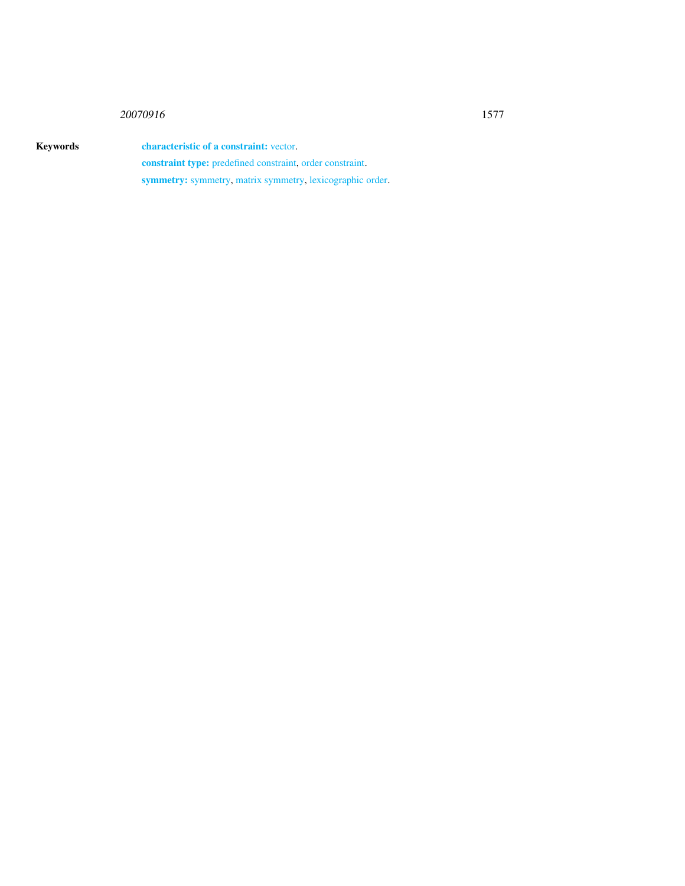**Keywords**

**characteristic of a constraint:** vector.

**constraint type:** predefined constraint, order constraint.

**symmetry:** symmetry, matrix symmetry, lexicographic order.